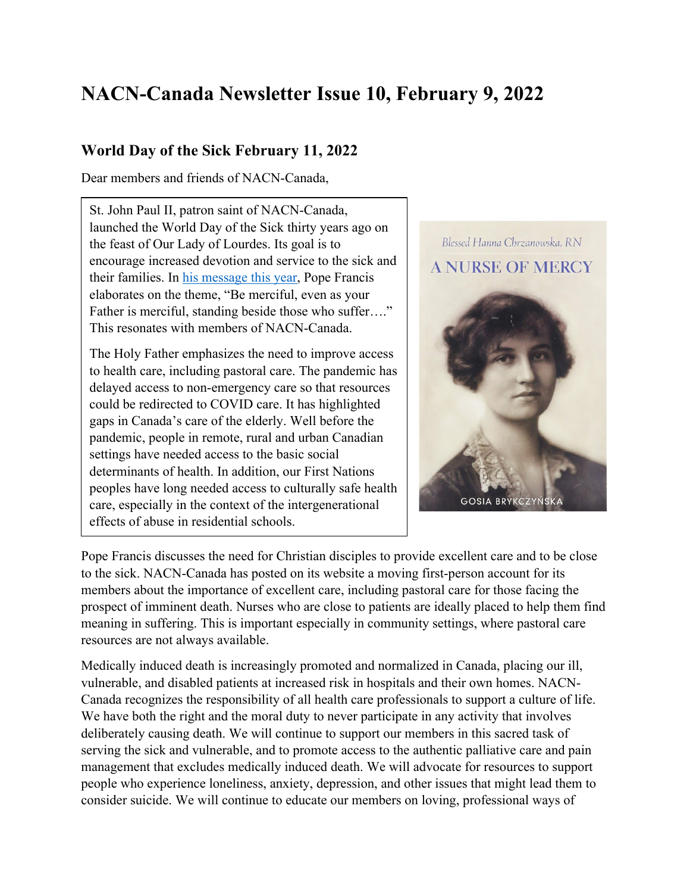# NACN-Canada Newsletter Issue 10, February 9, 2022

## World Day of the Sick February 11, 2022

Dear members and friends of NACN-Canada,

St. John Paul II, patron saint of NACN-Canada, launched the World Day of the Sick thirty years ago on the feast of Our Lady of Lourdes. Its goal is to encourage increased devotion and service to the sick and their families. In [his message this year](), Pope Francis elaborates on the theme, "Be merciful, even as your Father is merciful, standing beside those who suffer…." This resonates with members of NACN-Canada.

The Holy Father emphasizes the need to improve access to health care, including pastoral care. The pandemic has delayed access to non-emergency care so that resources could be redirected to COVID care. It has highlighted gaps in Canada's care of the elderly. Well before the pandemic, people in remote, rural and urban Canadian settings have needed access to the basic social determinants of health. In addition, our First Nations peoples have long needed access to culturally safe health care, especially in the context of the intergenerational effects of abuse in residential schools.

Blessed Hanna Chrzanowska, RN
A NURSE OF MERCY
GOSIA BRYKCZYŃSKA

Pope Francis discusses the need for Christian disciples to provide excellent care and to be close to the sick. NACN-Canada has posted on its website a moving first-person account for its members about the importance of excellent care, including pastoral care for those facing the prospect of imminent death. Nurses who are close to patients are ideally placed to help them find meaning in suffering. This is important especially in community settings, where pastoral care resources are not always available.

Medically induced death is increasingly promoted and normalized in Canada, placing our ill, vulnerable, and disabled patients at increased risk in hospitals and their own homes. NACN-Canada recognizes the responsibility of all health care professionals to support a culture of life. We have both the right and the moral duty to never participate in any activity that involves deliberately causing death. We will continue to support our members in this sacred task of serving the sick and vulnerable, and to promote access to the authentic palliative care and pain management that excludes medically induced death. We will advocate for resources to support people who experience loneliness, anxiety, depression, and other issues that might lead them to consider suicide. We will continue to educate our members on loving, professional ways of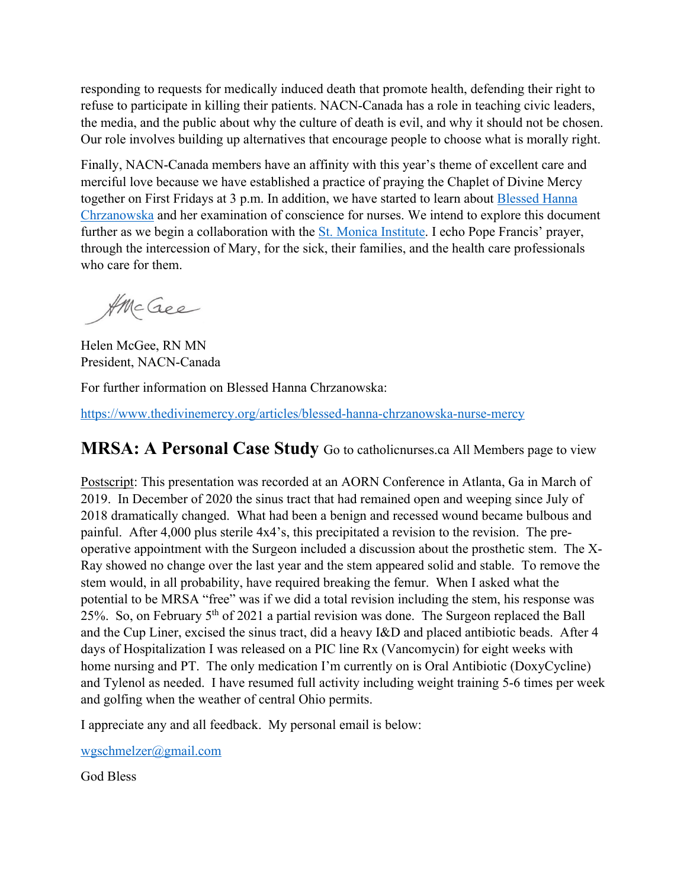responding to requests for medically induced death that promote health, defending their right to refuse to participate in killing their patients. NACN-Canada has a role in teaching civic leaders, the media, and the public about why the culture of death is evil, and why it should not be chosen. Our role involves building up alternatives that encourage people to choose what is morally right.

Finally, NACN-Canada members have an affinity with this year's theme of excellent care and merciful love because we have established a practice of praying the Chaplet of Divine Mercy together on First Fridays at 3 p.m. In addition, we have started to learn about [Blessed Hanna Chrzanowska]() and her examination of conscience for nurses. We intend to explore this document further as we begin a collaboration with the [St. Monica Institute](). I echo Pope Francis' prayer, through the intercession of Mary, for the sick, their families, and the health care professionals who care for them.

HMcGee

Helen McGee, RN MN
President, NACN-Canada

For further information on Blessed Hanna Chrzanowska:

[https://www.thedivinemercy.org/articles/blessed-hanna-chrzanowska-nurse-mercy](https://www.thedivinemercy.org/articles/blessed-hanna-chrzanowska-nurse-mercy)

## MRSA: A Personal Case Study Go to catholicnurses.ca All Members page to view

Postscript: This presentation was recorded at an AORN Conference in Atlanta, Ga in March of 2019. In December of 2020 the sinus tract that had remained open and weeping since July of 2018 dramatically changed. What had been a benign and recessed wound became bulbous and painful. After 4,000 plus sterile 4x4's, this precipitated a revision to the revision. The pre-operative appointment with the Surgeon included a discussion about the prosthetic stem. The X-Ray showed no change over the last year and the stem appeared solid and stable. To remove the stem would, in all probability, have required breaking the femur. When I asked what the potential to be MRSA "free" was if we did a total revision including the stem, his response was 25%. So, on February 5th of 2021 a partial revision was done. The Surgeon replaced the Ball and the Cup Liner, excised the sinus tract, did a heavy I&D and placed antibiotic beads. After 4 days of Hospitalization I was released on a PIC line Rx (Vancomycin) for eight weeks with home nursing and PT. The only medication I'm currently on is Oral Antibiotic (DoxyCycline) and Tylenol as needed. I have resumed full activity including weight training 5-6 times per week and golfing when the weather of central Ohio permits.

I appreciate any and all feedback. My personal email is below:

[wgschmelzer@gmail.com](mailto:wgschmelzer@gmail.com)

God Bless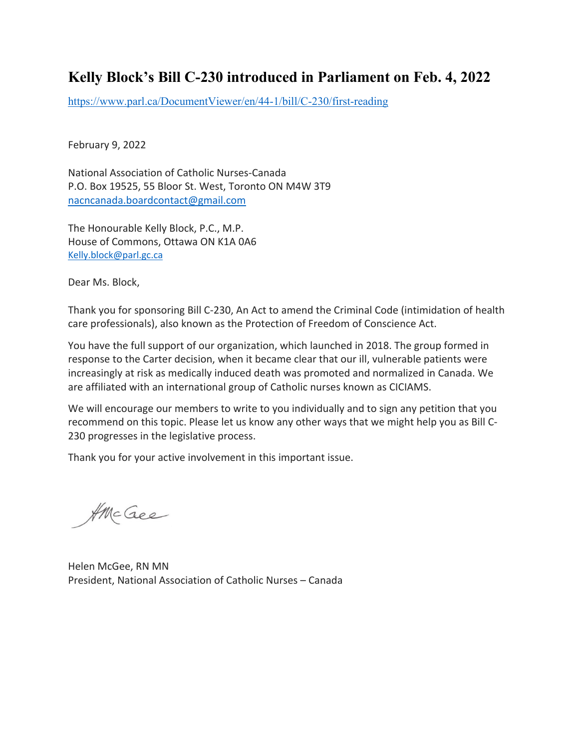# Kelly Block's Bill C-230 introduced in Parliament on Feb. 4, 2022

https://www.parl.ca/DocumentViewer/en/44-1/bill/C-230/first-reading

February 9, 2022

National Association of Catholic Nurses-Canada
P.O. Box 19525, 55 Bloor St. West, Toronto ON M4W 3T9
nacncanada.boardcontact@gmail.com

The Honourable Kelly Block, P.C., M.P.
House of Commons, Ottawa ON K1A 0A6
Kelly.block@parl.gc.ca

Dear Ms. Block,

Thank you for sponsoring Bill C-230, An Act to amend the Criminal Code (intimidation of health care professionals), also known as the Protection of Freedom of Conscience Act.

You have the full support of our organization, which launched in 2018. The group formed in response to the Carter decision, when it became clear that our ill, vulnerable patients were increasingly at risk as medically induced death was promoted and normalized in Canada. We are affiliated with an international group of Catholic nurses known as CICIAMS.

We will encourage our members to write to you individually and to sign any petition that you recommend on this topic. Please let us know any other ways that we might help you as Bill C-230 progresses in the legislative process.

Thank you for your active involvement in this important issue.

HMcGee

Helen McGee, RN MN
President, National Association of Catholic Nurses – Canada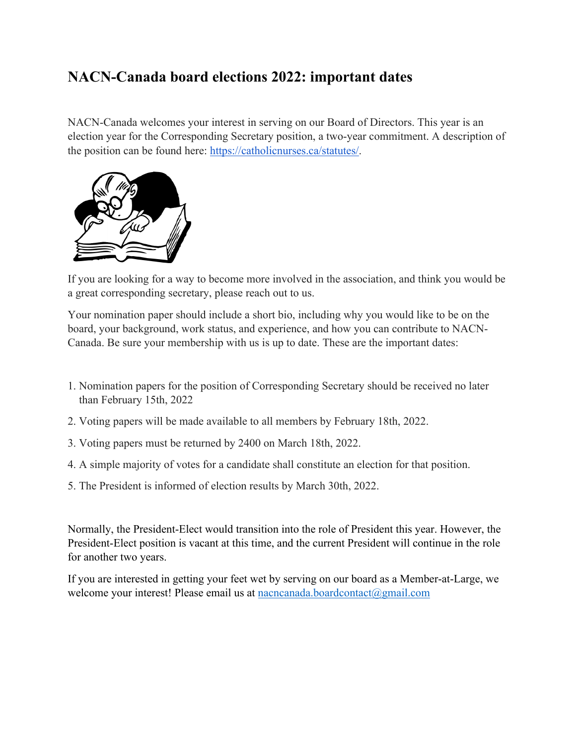# NACN-Canada board elections 2022: important dates

NACN-Canada welcomes your interest in serving on our Board of Directors. This year is an election year for the Corresponding Secretary position, a two-year commitment. A description of the position can be found here: https://catholicnurses.ca/statutes/.

If you are looking for a way to become more involved in the association, and think you would be a great corresponding secretary, please reach out to us.

Your nomination paper should include a short bio, including why you would like to be on the board, your background, work status, and experience, and how you can contribute to NACN-Canada. Be sure your membership with us is up to date. These are the important dates:

1. Nomination papers for the position of Corresponding Secretary should be received no later than February 15th, 2022
2. Voting papers will be made available to all members by February 18th, 2022.
3. Voting papers must be returned by 2400 on March 18th, 2022.
4. A simple majority of votes for a candidate shall constitute an election for that position.
5. The President is informed of election results by March 30th, 2022.

Normally, the President-Elect would transition into the role of President this year. However, the President-Elect position is vacant at this time, and the current President will continue in the role for another two years.

If you are interested in getting your feet wet by serving on our board as a Member-at-Large, we welcome your interest! Please email us at nacncanada.boardcontact@gmail.com